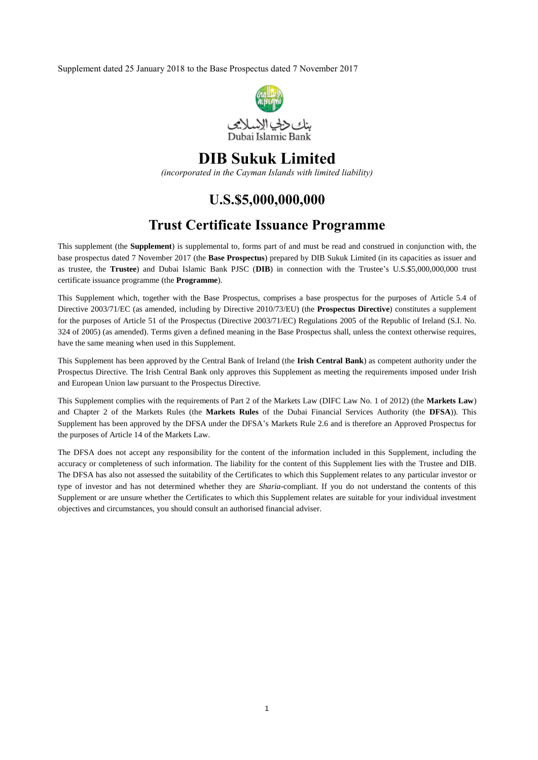Supplement dated 25 January 2018 to the Base Prospectus dated 7 November 2017

بنك دبي الإسلامي
Dubai Islamic Bank

# DIB Sukuk Limited

*(incorporated in the Cayman Islands with limited liability)*

## U.S.$5,000,000,000

## Trust Certificate Issuance Programme

This supplement (the **Supplement**) is supplemental to, forms part of and must be read and construed in conjunction with, the base prospectus dated 7 November 2017 (the **Base Prospectus**) prepared by DIB Sukuk Limited (in its capacities as issuer and as trustee, the **Trustee**) and Dubai Islamic Bank PJSC (**DIB**) in connection with the Trustee's U.S.$5,000,000,000 trust certificate issuance programme (the **Programme**).

This Supplement which, together with the Base Prospectus, comprises a base prospectus for the purposes of Article 5.4 of Directive 2003/71/EC (as amended, including by Directive 2010/73/EU) (the **Prospectus Directive**) constitutes a supplement for the purposes of Article 51 of the Prospectus (Directive 2003/71/EC) Regulations 2005 of the Republic of Ireland (S.I. No. 324 of 2005) (as amended). Terms given a defined meaning in the Base Prospectus shall, unless the context otherwise requires, have the same meaning when used in this Supplement.

This Supplement has been approved by the Central Bank of Ireland (the **Irish Central Bank**) as competent authority under the Prospectus Directive. The Irish Central Bank only approves this Supplement as meeting the requirements imposed under Irish and European Union law pursuant to the Prospectus Directive.

This Supplement complies with the requirements of Part 2 of the Markets Law (DIFC Law No. 1 of 2012) (the **Markets Law**) and Chapter 2 of the Markets Rules (the **Markets Rules** of the Dubai Financial Services Authority (the **DFSA**)). This Supplement has been approved by the DFSA under the DFSA's Markets Rule 2.6 and is therefore an Approved Prospectus for the purposes of Article 14 of the Markets Law.

The DFSA does not accept any responsibility for the content of the information included in this Supplement, including the accuracy or completeness of such information. The liability for the content of this Supplement lies with the Trustee and DIB. The DFSA has also not assessed the suitability of the Certificates to which this Supplement relates to any particular investor or type of investor and has not determined whether they are *Sharia*-compliant. If you do not understand the contents of this Supplement or are unsure whether the Certificates to which this Supplement relates are suitable for your individual investment objectives and circumstances, you should consult an authorised financial adviser.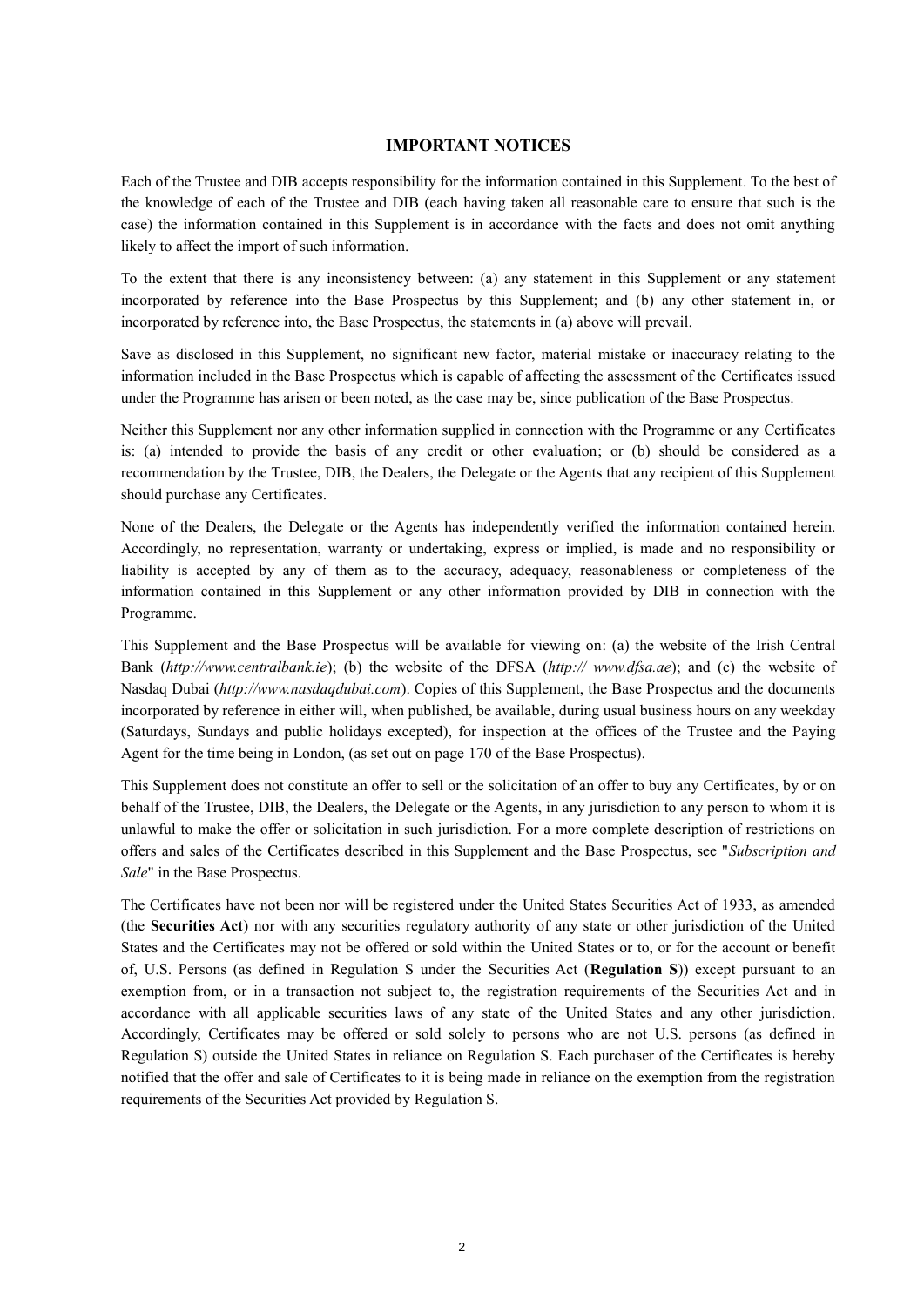## IMPORTANT NOTICES

Each of the Trustee and DIB accepts responsibility for the information contained in this Supplement. To the best of the knowledge of each of the Trustee and DIB (each having taken all reasonable care to ensure that such is the case) the information contained in this Supplement is in accordance with the facts and does not omit anything likely to affect the import of such information.

To the extent that there is any inconsistency between: (a) any statement in this Supplement or any statement incorporated by reference into the Base Prospectus by this Supplement; and (b) any other statement in, or incorporated by reference into, the Base Prospectus, the statements in (a) above will prevail.

Save as disclosed in this Supplement, no significant new factor, material mistake or inaccuracy relating to the information included in the Base Prospectus which is capable of affecting the assessment of the Certificates issued under the Programme has arisen or been noted, as the case may be, since publication of the Base Prospectus.

Neither this Supplement nor any other information supplied in connection with the Programme or any Certificates is: (a) intended to provide the basis of any credit or other evaluation; or (b) should be considered as a recommendation by the Trustee, DIB, the Dealers, the Delegate or the Agents that any recipient of this Supplement should purchase any Certificates.

None of the Dealers, the Delegate or the Agents has independently verified the information contained herein. Accordingly, no representation, warranty or undertaking, express or implied, is made and no responsibility or liability is accepted by any of them as to the accuracy, adequacy, reasonableness or completeness of the information contained in this Supplement or any other information provided by DIB in connection with the Programme.

This Supplement and the Base Prospectus will be available for viewing on: (a) the website of the Irish Central Bank (*http://www.centralbank.ie*); (b) the website of the DFSA (*http:// www.dfsa.ae*); and (c) the website of Nasdaq Dubai (*http://www.nasdaqdubai.com*). Copies of this Supplement, the Base Prospectus and the documents incorporated by reference in either will, when published, be available, during usual business hours on any weekday (Saturdays, Sundays and public holidays excepted), for inspection at the offices of the Trustee and the Paying Agent for the time being in London, (as set out on page 170 of the Base Prospectus).

This Supplement does not constitute an offer to sell or the solicitation of an offer to buy any Certificates, by or on behalf of the Trustee, DIB, the Dealers, the Delegate or the Agents, in any jurisdiction to any person to whom it is unlawful to make the offer or solicitation in such jurisdiction. For a more complete description of restrictions on offers and sales of the Certificates described in this Supplement and the Base Prospectus, see "*Subscription and Sale*" in the Base Prospectus.

The Certificates have not been nor will be registered under the United States Securities Act of 1933, as amended (the **Securities Act**) nor with any securities regulatory authority of any state or other jurisdiction of the United States and the Certificates may not be offered or sold within the United States or to, or for the account or benefit of, U.S. Persons (as defined in Regulation S under the Securities Act (**Regulation S**)) except pursuant to an exemption from, or in a transaction not subject to, the registration requirements of the Securities Act and in accordance with all applicable securities laws of any state of the United States and any other jurisdiction. Accordingly, Certificates may be offered or sold solely to persons who are not U.S. persons (as defined in Regulation S) outside the United States in reliance on Regulation S. Each purchaser of the Certificates is hereby notified that the offer and sale of Certificates to it is being made in reliance on the exemption from the registration requirements of the Securities Act provided by Regulation S.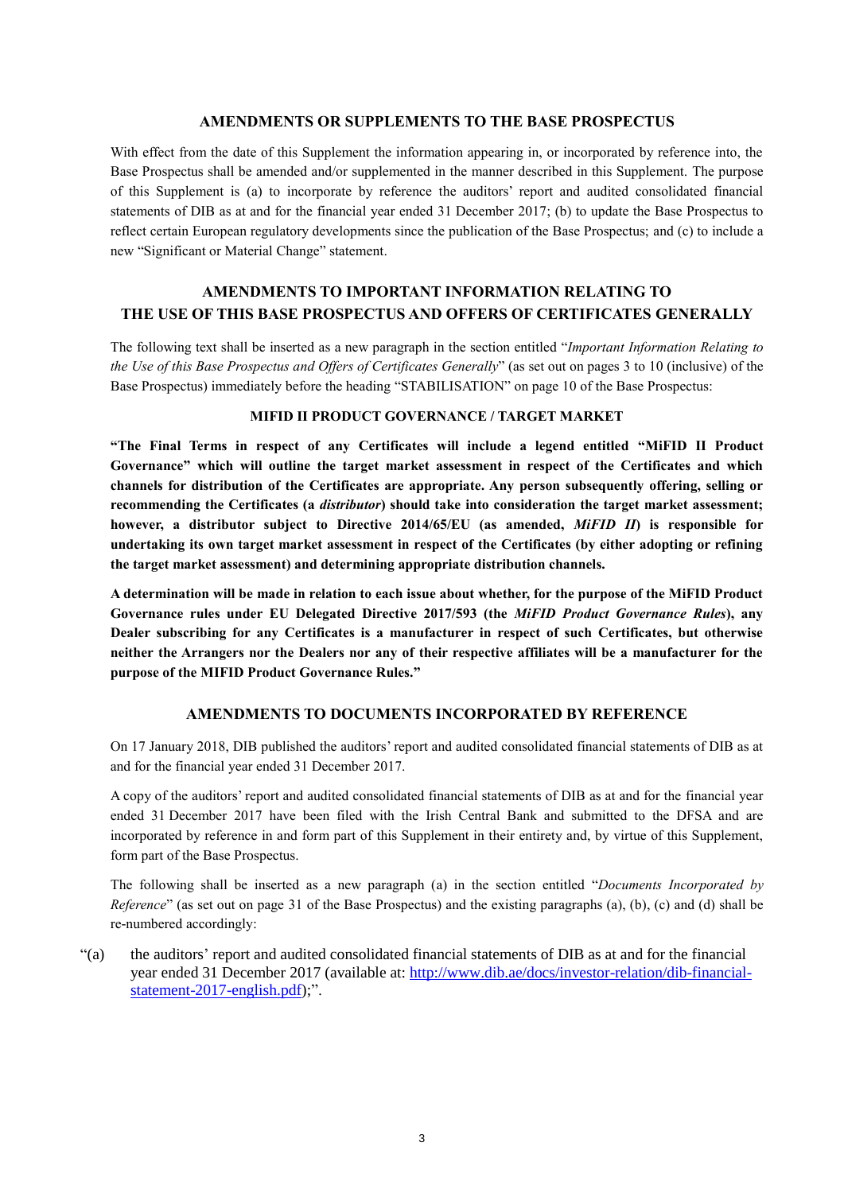## AMENDMENTS OR SUPPLEMENTS TO THE BASE PROSPECTUS

With effect from the date of this Supplement the information appearing in, or incorporated by reference into, the Base Prospectus shall be amended and/or supplemented in the manner described in this Supplement. The purpose of this Supplement is (a) to incorporate by reference the auditors' report and audited consolidated financial statements of DIB as at and for the financial year ended 31 December 2017; (b) to update the Base Prospectus to reflect certain European regulatory developments since the publication of the Base Prospectus; and (c) to include a new "Significant or Material Change" statement.

## AMENDMENTS TO IMPORTANT INFORMATION RELATING TO THE USE OF THIS BASE PROSPECTUS AND OFFERS OF CERTIFICATES GENERALLY

The following text shall be inserted as a new paragraph in the section entitled "*Important Information Relating to the Use of this Base Prospectus and Offers of Certificates Generally*" (as set out on pages 3 to 10 (inclusive) of the Base Prospectus) immediately before the heading "STABILISATION" on page 10 of the Base Prospectus:

### MIFID II PRODUCT GOVERNANCE / TARGET MARKET

**"The Final Terms in respect of any Certificates will include a legend entitled "MiFID II Product Governance" which will outline the target market assessment in respect of the Certificates and which channels for distribution of the Certificates are appropriate. Any person subsequently offering, selling or recommending the Certificates (a *distributor*) should take into consideration the target market assessment; however, a distributor subject to Directive 2014/65/EU (as amended, *MiFID II*) is responsible for undertaking its own target market assessment in respect of the Certificates (by either adopting or refining the target market assessment) and determining appropriate distribution channels.**

**A determination will be made in relation to each issue about whether, for the purpose of the MiFID Product Governance rules under EU Delegated Directive 2017/593 (the *MiFID Product Governance Rules*), any Dealer subscribing for any Certificates is a manufacturer in respect of such Certificates, but otherwise neither the Arrangers nor the Dealers nor any of their respective affiliates will be a manufacturer for the purpose of the MIFID Product Governance Rules."**

## AMENDMENTS TO DOCUMENTS INCORPORATED BY REFERENCE

On 17 January 2018, DIB published the auditors' report and audited consolidated financial statements of DIB as at and for the financial year ended 31 December 2017.

A copy of the auditors' report and audited consolidated financial statements of DIB as at and for the financial year ended 31 December 2017 have been filed with the Irish Central Bank and submitted to the DFSA and are incorporated by reference in and form part of this Supplement in their entirety and, by virtue of this Supplement, form part of the Base Prospectus.

The following shall be inserted as a new paragraph (a) in the section entitled "*Documents Incorporated by Reference*" (as set out on page 31 of the Base Prospectus) and the existing paragraphs (a), (b), (c) and (d) shall be re-numbered accordingly:

"(a) the auditors' report and audited consolidated financial statements of DIB as at and for the financial year ended 31 December 2017 (available at: [http://www.dib.ae/docs/investor-relation/dib-financial-statement-2017-english.pdf](http://www.dib.ae/docs/investor-relation/dib-financial-statement-2017-english.pdf));".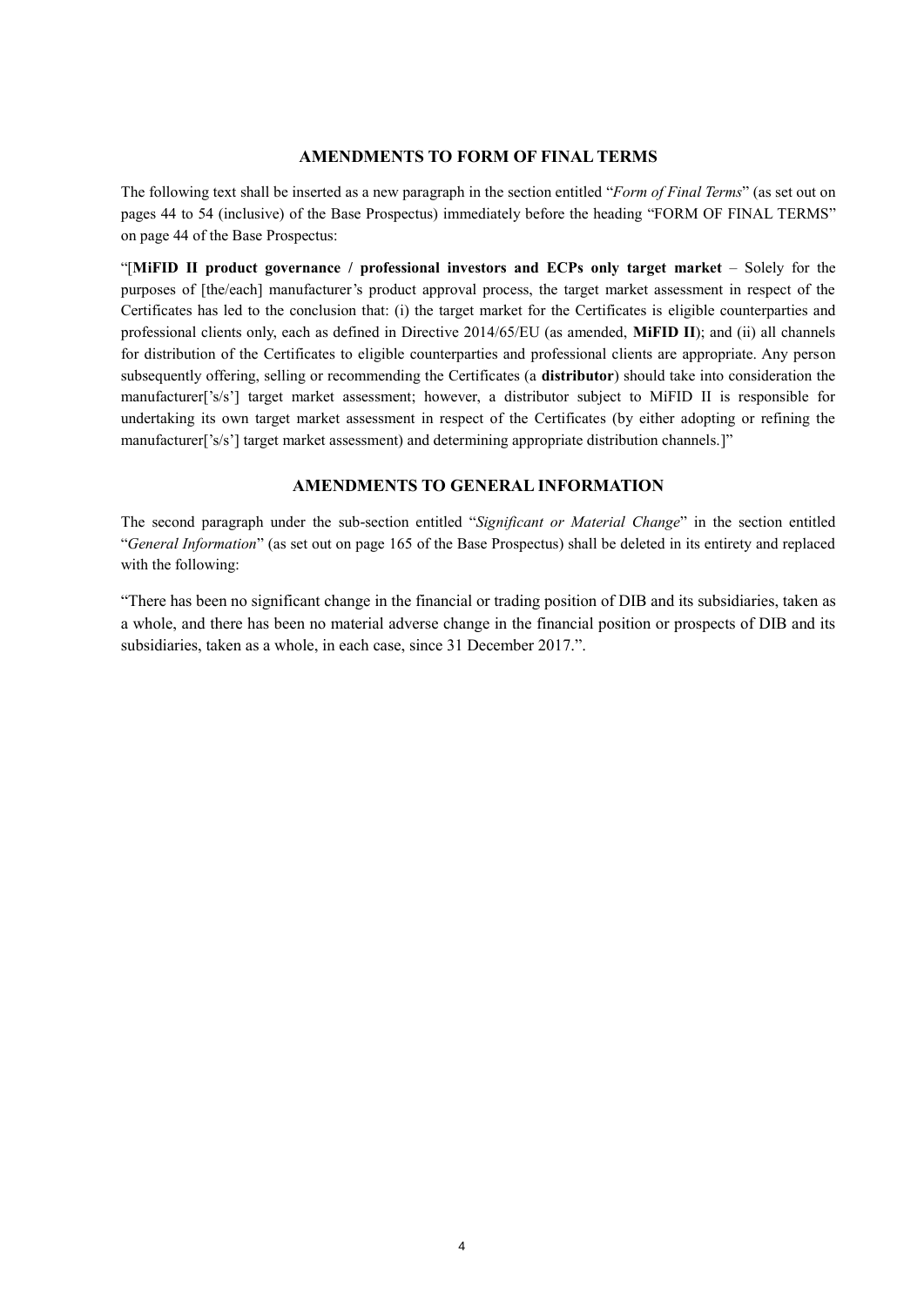## AMENDMENTS TO FORM OF FINAL TERMS

The following text shall be inserted as a new paragraph in the section entitled "*Form of Final Terms*" (as set out on pages 44 to 54 (inclusive) of the Base Prospectus) immediately before the heading "FORM OF FINAL TERMS" on page 44 of the Base Prospectus:

"[**MiFID II product governance / professional investors and ECPs only target market** – Solely for the purposes of [the/each] manufacturer's product approval process, the target market assessment in respect of the Certificates has led to the conclusion that: (i) the target market for the Certificates is eligible counterparties and professional clients only, each as defined in Directive 2014/65/EU (as amended, **MiFID II**); and (ii) all channels for distribution of the Certificates to eligible counterparties and professional clients are appropriate. Any person subsequently offering, selling or recommending the Certificates (a **distributor**) should take into consideration the manufacturer['s/s'] target market assessment; however, a distributor subject to MiFID II is responsible for undertaking its own target market assessment in respect of the Certificates (by either adopting or refining the manufacturer['s/s'] target market assessment) and determining appropriate distribution channels.]"

## AMENDMENTS TO GENERAL INFORMATION

The second paragraph under the sub-section entitled "*Significant or Material Change*" in the section entitled "*General Information*" (as set out on page 165 of the Base Prospectus) shall be deleted in its entirety and replaced with the following:

"There has been no significant change in the financial or trading position of DIB and its subsidiaries, taken as a whole, and there has been no material adverse change in the financial position or prospects of DIB and its subsidiaries, taken as a whole, in each case, since 31 December 2017.".